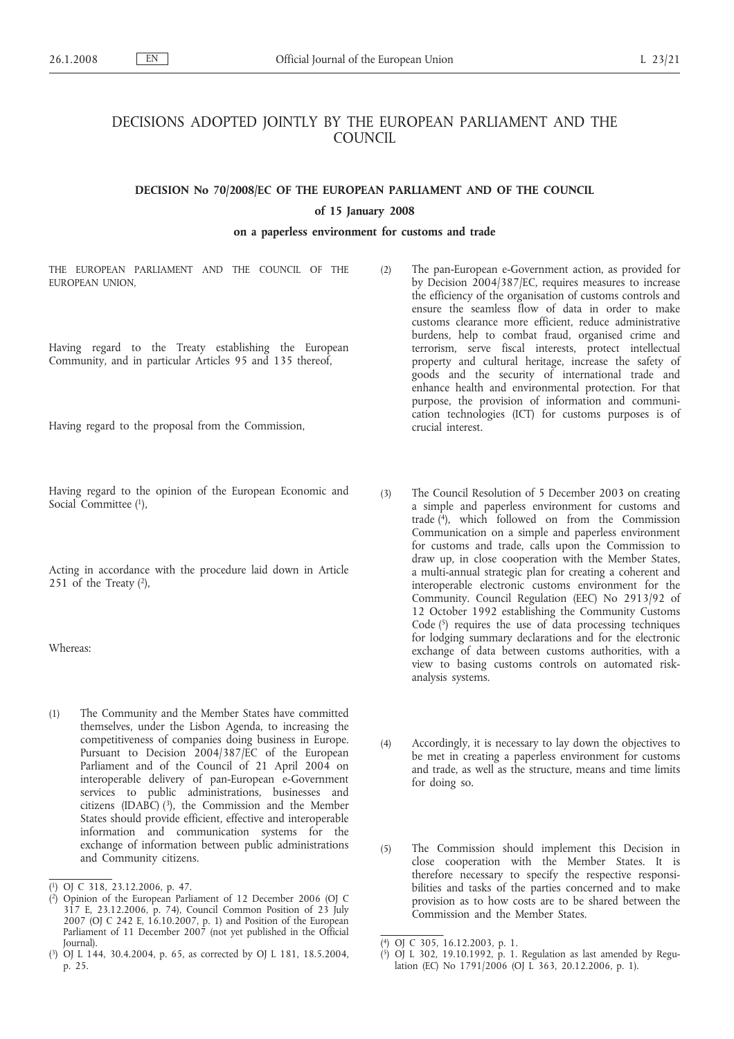# DECISIONS ADOPTED JOINTLY BY THE EUROPEAN PARLIAMENT AND THE COUNCIL

## DECISION No 70/2008/EC OF THE EUROPEAN PARLIAMENT AND OF THE COUNCIL

### of 15 January 2008

### on a paperless environment for customs and trade

THE EUROPEAN PARLIAMENT AND THE COUNCIL OF THE EUROPEAN UNION,

Having regard to the Treaty establishing the European Community, and in particular Articles 95 and 135 thereof,

Having regard to the proposal from the Commission,

Having regard to the opinion of the European Economic and Social Committee [1],

Acting in accordance with the procedure laid down in Article 251 of the Treaty [2],

Whereas:

(1) The Community and the Member States have committed themselves, under the Lisbon Agenda, to increasing the competitiveness of companies doing business in Europe. Pursuant to Decision 2004/387/EC of the European Parliament and of the Council of 21 April 2004 on interoperable delivery of pan-European e-Government services to public administrations, businesses and citizens (IDABC) [3], the Commission and the Member States should provide efficient, effective and interoperable information and communication systems for the exchange of information between public administrations and Community citizens.

(2) The pan-European e-Government action, as provided for by Decision 2004/387/EC, requires measures to increase the efficiency of the organisation of customs controls and ensure the seamless flow of data in order to make customs clearance more efficient, reduce administrative burdens, help to combat fraud, organised crime and terrorism, serve fiscal interests, protect intellectual property and cultural heritage, increase the safety of goods and the security of international trade and enhance health and environmental protection. For that purpose, the provision of information and communication technologies (ICT) for customs purposes is of crucial interest.

(3) The Council Resolution of 5 December 2003 on creating a simple and paperless environment for customs and trade [4], which followed on from the Commission Communication on a simple and paperless environment for customs and trade, calls upon the Commission to draw up, in close cooperation with the Member States, a multi-annual strategic plan for creating a coherent and interoperable electronic customs environment for the Community. Council Regulation (EEC) No 2913/92 of 12 October 1992 establishing the Community Customs Code [5] requires the use of data processing techniques for lodging summary declarations and for the electronic exchange of data between customs authorities, with a view to basing customs controls on automated risk-analysis systems.

(4) Accordingly, it is necessary to lay down the objectives to be met in creating a paperless environment for customs and trade, as well as the structure, means and time limits for doing so.

(5) The Commission should implement this Decision in close cooperation with the Member States. It is therefore necessary to specify the respective responsibilities and tasks of the parties concerned and to make provision as to how costs are to be shared between the Commission and the Member States.

---

[1] OJ C 318, 23.12.2006, p. 47.

[2] Opinion of the European Parliament of 12 December 2006 (OJ C 317 E, 23.12.2006, p. 74), Council Common Position of 23 July 2007 (OJ C 242 E, 16.10.2007, p. 1) and Position of the European Parliament of 11 December 2007 (not yet published in the Official Journal).

[3] OJ L 144, 30.4.2004, p. 65, as corrected by OJ L 181, 18.5.2004, p. 25.

[4] OJ C 305, 16.12.2003, p. 1.

[5] OJ L 302, 19.10.1992, p. 1. Regulation as last amended by Regulation (EC) No 1791/2006 (OJ L 363, 20.12.2006, p. 1).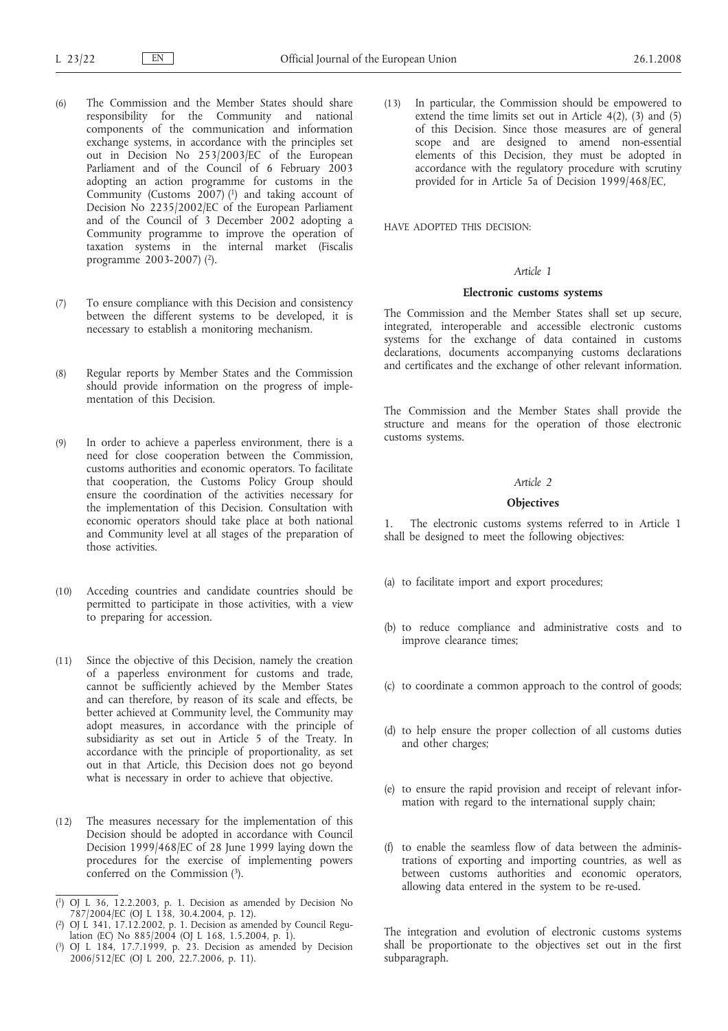(6) The Commission and the Member States should share responsibility for the Community and national components of the communication and information exchange systems, in accordance with the principles set out in Decision No 253/2003/EC of the European Parliament and of the Council of 6 February 2003 adopting an action programme for customs in the Community (Customs 2007) [1] and taking account of Decision No 2235/2002/EC of the European Parliament and of the Council of 3 December 2002 adopting a Community programme to improve the operation of taxation systems in the internal market (Fiscalis programme 2003-2007) [2].

(7) To ensure compliance with this Decision and consistency between the different systems to be developed, it is necessary to establish a monitoring mechanism.

(8) Regular reports by Member States and the Commission should provide information on the progress of implementation of this Decision.

(9) In order to achieve a paperless environment, there is a need for close cooperation between the Commission, customs authorities and economic operators. To facilitate that cooperation, the Customs Policy Group should ensure the coordination of the activities necessary for the implementation of this Decision. Consultation with economic operators should take place at both national and Community level at all stages of the preparation of those activities.

(10) Acceding countries and candidate countries should be permitted to participate in those activities, with a view to preparing for accession.

(11) Since the objective of this Decision, namely the creation of a paperless environment for customs and trade, cannot be sufficiently achieved by the Member States and can therefore, by reason of its scale and effects, be better achieved at Community level, the Community may adopt measures, in accordance with the principle of subsidiarity as set out in Article 5 of the Treaty. In accordance with the principle of proportionality, as set out in that Article, this Decision does not go beyond what is necessary in order to achieve that objective.

(12) The measures necessary for the implementation of this Decision should be adopted in accordance with Council Decision 1999/468/EC of 28 June 1999 laying down the procedures for the exercise of implementing powers conferred on the Commission [3].

(13) In particular, the Commission should be empowered to extend the time limits set out in Article 4(2), (3) and (5) of this Decision. Since those measures are of general scope and are designed to amend non-essential elements of this Decision, they must be adopted in accordance with the regulatory procedure with scrutiny provided for in Article 5a of Decision 1999/468/EC,

HAVE ADOPTED THIS DECISION:

*Article 1*

**Electronic customs systems**

The Commission and the Member States shall set up secure, integrated, interoperable and accessible electronic customs systems for the exchange of data contained in customs declarations, documents accompanying customs declarations and certificates and the exchange of other relevant information.

The Commission and the Member States shall provide the structure and means for the operation of those electronic customs systems.

*Article 2*

**Objectives**

1. The electronic customs systems referred to in Article 1 shall be designed to meet the following objectives:

(a) to facilitate import and export procedures;

(b) to reduce compliance and administrative costs and to improve clearance times;

(c) to coordinate a common approach to the control of goods;

(d) to help ensure the proper collection of all customs duties and other charges;

(e) to ensure the rapid provision and receipt of relevant information with regard to the international supply chain;

(f) to enable the seamless flow of data between the administrations of exporting and importing countries, as well as between customs authorities and economic operators, allowing data entered in the system to be re-used.

The integration and evolution of electronic customs systems shall be proportionate to the objectives set out in the first subparagraph.

---

[1] OJ L 36, 12.2.2003, p. 1. Decision as amended by Decision No 787/2004/EC (OJ L 138, 30.4.2004, p. 12).

[2] OJ L 341, 17.12.2002, p. 1. Decision as amended by Council Regulation (EC) No 885/2004 (OJ L 168, 1.5.2004, p. 1).

[3] OJ L 184, 17.7.1999, p. 23. Decision as amended by Decision 2006/512/EC (OJ L 200, 22.7.2006, p. 11).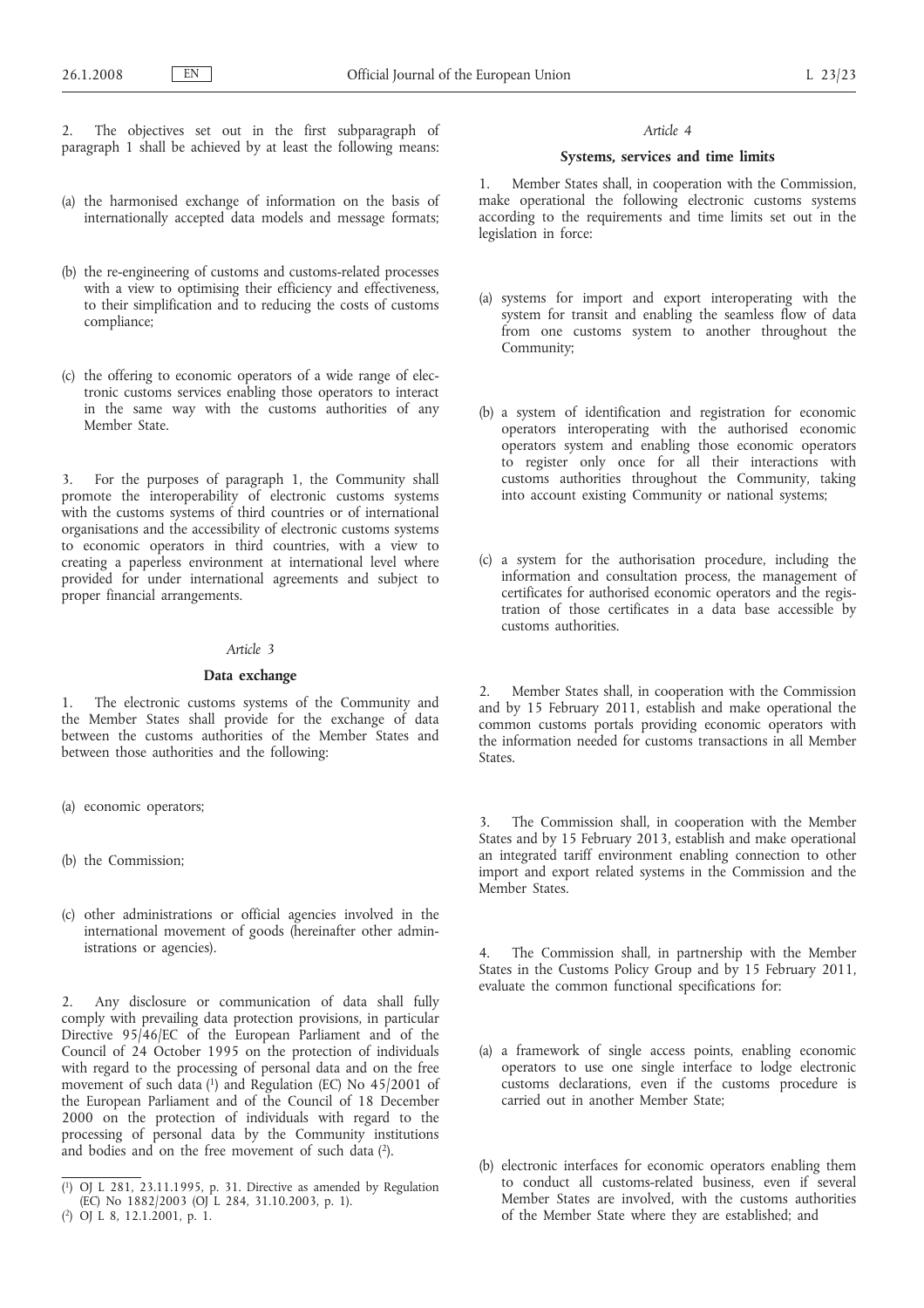2. The objectives set out in the first subparagraph of paragraph 1 shall be achieved by at least the following means:

(a) the harmonised exchange of information on the basis of internationally accepted data models and message formats;

(b) the re-engineering of customs and customs-related processes with a view to optimising their efficiency and effectiveness, to their simplification and to reducing the costs of customs compliance;

(c) the offering to economic operators of a wide range of electronic customs services enabling those operators to interact in the same way with the customs authorities of any Member State.

3. For the purposes of paragraph 1, the Community shall promote the interoperability of electronic customs systems with the customs systems of third countries or of international organisations and the accessibility of electronic customs systems to economic operators in third countries, with a view to creating a paperless environment at international level where provided for under international agreements and subject to proper financial arrangements.

*Article 3*

**Data exchange**

1. The electronic customs systems of the Community and the Member States shall provide for the exchange of data between the customs authorities of the Member States and between those authorities and the following:

(a) economic operators;

(b) the Commission;

(c) other administrations or official agencies involved in the international movement of goods (hereinafter other administrations or agencies).

2. Any disclosure or communication of data shall fully comply with prevailing data protection provisions, in particular Directive 95/46/EC of the European Parliament and of the Council of 24 October 1995 on the protection of individuals with regard to the processing of personal data and on the free movement of such data [1] and Regulation (EC) No 45/2001 of the European Parliament and of the Council of 18 December 2000 on the protection of individuals with regard to the processing of personal data by the Community institutions and bodies and on the free movement of such data [2].

*Article 4*

**Systems, services and time limits**

1. Member States shall, in cooperation with the Commission, make operational the following electronic customs systems according to the requirements and time limits set out in the legislation in force:

(a) systems for import and export interoperating with the system for transit and enabling the seamless flow of data from one customs system to another throughout the Community;

(b) a system of identification and registration for economic operators interoperating with the authorised economic operators system and enabling those economic operators to register only once for all their interactions with customs authorities throughout the Community, taking into account existing Community or national systems;

(c) a system for the authorisation procedure, including the information and consultation process, the management of certificates for authorised economic operators and the registration of those certificates in a data base accessible by customs authorities.

2. Member States shall, in cooperation with the Commission and by 15 February 2011, establish and make operational the common customs portals providing economic operators with the information needed for customs transactions in all Member States.

3. The Commission shall, in cooperation with the Member States and by 15 February 2013, establish and make operational an integrated tariff environment enabling connection to other import and export related systems in the Commission and the Member States.

4. The Commission shall, in partnership with the Member States in the Customs Policy Group and by 15 February 2011, evaluate the common functional specifications for:

(a) a framework of single access points, enabling economic operators to use one single interface to lodge electronic customs declarations, even if the customs procedure is carried out in another Member State;

(b) electronic interfaces for economic operators enabling them to conduct all customs-related business, even if several Member States are involved, with the customs authorities of the Member State where they are established; and

---

[1] OJ L 281, 23.11.1995, p. 31. Directive as amended by Regulation (EC) No 1882/2003 (OJ L 284, 31.10.2003, p. 1).

[2] OJ L 8, 12.1.2001, p. 1.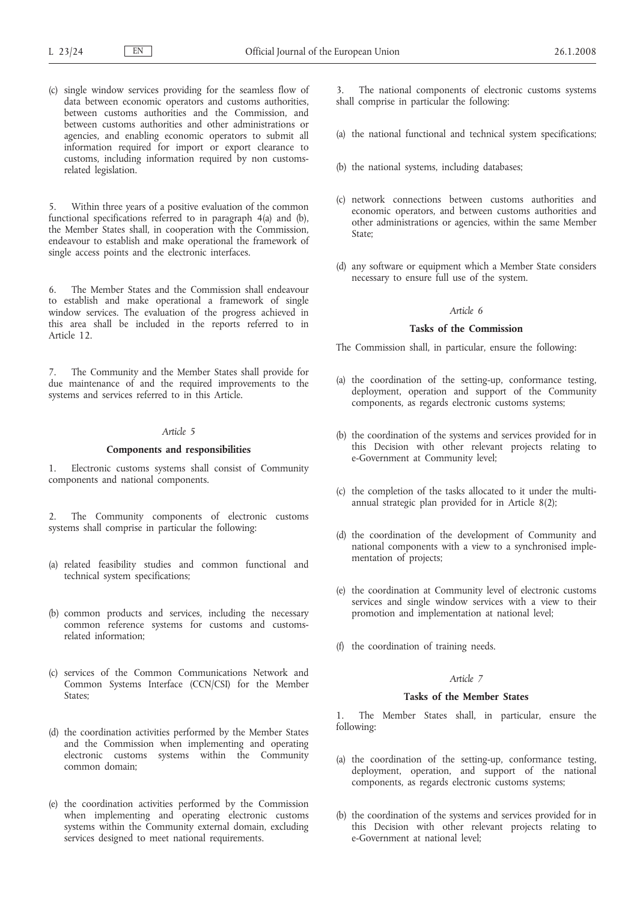(c) single window services providing for the seamless flow of data between economic operators and customs authorities, between customs authorities and the Commission, and between customs authorities and other administrations or agencies, and enabling economic operators to submit all information required for import or export clearance to customs, including information required by non customs-related legislation.

5. Within three years of a positive evaluation of the common functional specifications referred to in paragraph 4(a) and (b), the Member States shall, in cooperation with the Commission, endeavour to establish and make operational the framework of single access points and the electronic interfaces.

6. The Member States and the Commission shall endeavour to establish and make operational a framework of single window services. The evaluation of the progress achieved in this area shall be included in the reports referred to in Article 12.

7. The Community and the Member States shall provide for due maintenance of and the required improvements to the systems and services referred to in this Article.

*Article 5*

**Components and responsibilities**

1. Electronic customs systems shall consist of Community components and national components.

2. The Community components of electronic customs systems shall comprise in particular the following:

(a) related feasibility studies and common functional and technical system specifications;

(b) common products and services, including the necessary common reference systems for customs and customs-related information;

(c) services of the Common Communications Network and Common Systems Interface (CCN/CSI) for the Member States;

(d) the coordination activities performed by the Member States and the Commission when implementing and operating electronic customs systems within the Community common domain;

(e) the coordination activities performed by the Commission when implementing and operating electronic customs systems within the Community external domain, excluding services designed to meet national requirements.

3. The national components of electronic customs systems shall comprise in particular the following:

(a) the national functional and technical system specifications;

(b) the national systems, including databases;

(c) network connections between customs authorities and economic operators, and between customs authorities and other administrations or agencies, within the same Member State;

(d) any software or equipment which a Member State considers necessary to ensure full use of the system.

*Article 6*

**Tasks of the Commission**

The Commission shall, in particular, ensure the following:

(a) the coordination of the setting-up, conformance testing, deployment, operation and support of the Community components, as regards electronic customs systems;

(b) the coordination of the systems and services provided for in this Decision with other relevant projects relating to e-Government at Community level;

(c) the completion of the tasks allocated to it under the multi-annual strategic plan provided for in Article 8(2);

(d) the coordination of the development of Community and national components with a view to a synchronised implementation of projects;

(e) the coordination at Community level of electronic customs services and single window services with a view to their promotion and implementation at national level;

(f) the coordination of training needs.

*Article 7*

**Tasks of the Member States**

1. The Member States shall, in particular, ensure the following:

(a) the coordination of the setting-up, conformance testing, deployment, operation, and support of the national components, as regards electronic customs systems;

(b) the coordination of the systems and services provided for in this Decision with other relevant projects relating to e-Government at national level;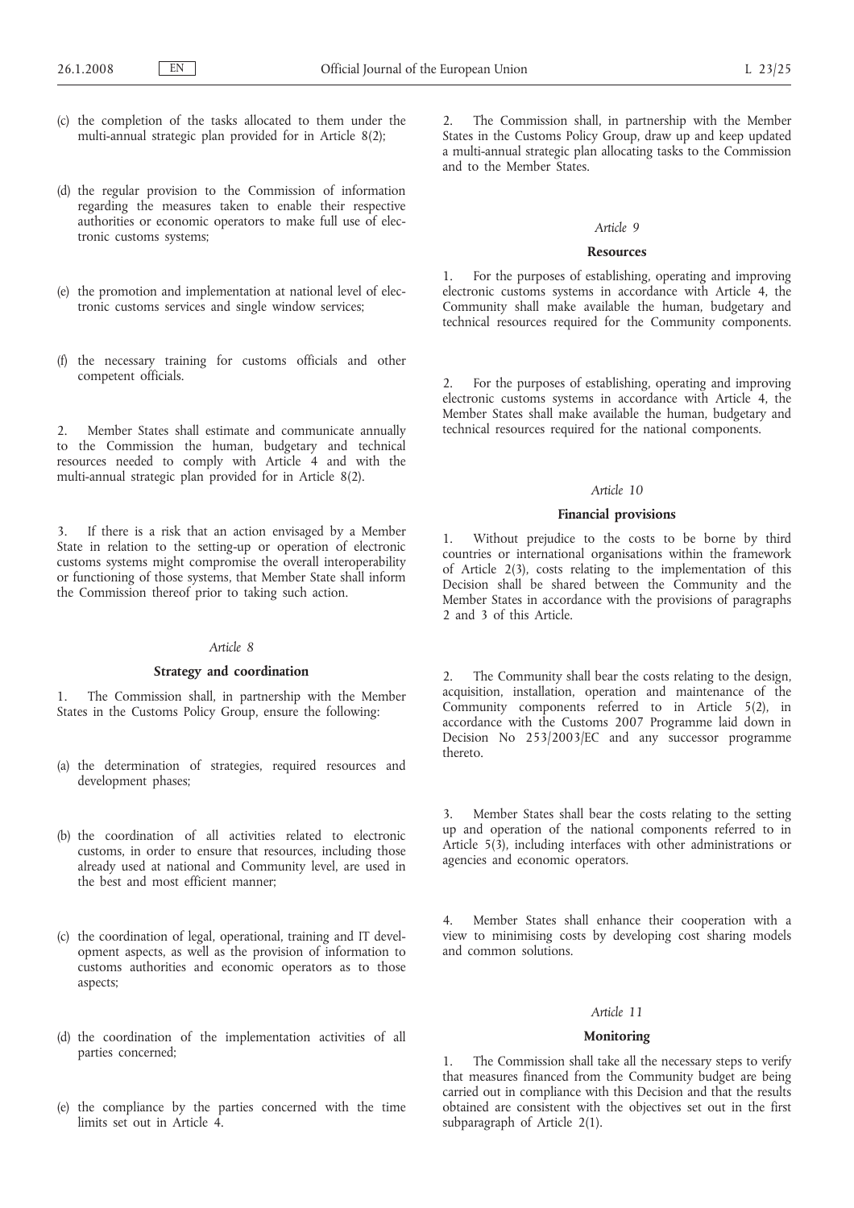(c) the completion of the tasks allocated to them under the multi-annual strategic plan provided for in Article 8(2);

(d) the regular provision to the Commission of information regarding the measures taken to enable their respective authorities or economic operators to make full use of electronic customs systems;

(e) the promotion and implementation at national level of electronic customs services and single window services;

(f) the necessary training for customs officials and other competent officials.

2. Member States shall estimate and communicate annually to the Commission the human, budgetary and technical resources needed to comply with Article 4 and with the multi-annual strategic plan provided for in Article 8(2).

3. If there is a risk that an action envisaged by a Member State in relation to the setting-up or operation of electronic customs systems might compromise the overall interoperability or functioning of those systems, that Member State shall inform the Commission thereof prior to taking such action.

*Article 8*

**Strategy and coordination**

1. The Commission shall, in partnership with the Member States in the Customs Policy Group, ensure the following:

(a) the determination of strategies, required resources and development phases;

(b) the coordination of all activities related to electronic customs, in order to ensure that resources, including those already used at national and Community level, are used in the best and most efficient manner;

(c) the coordination of legal, operational, training and IT development aspects, as well as the provision of information to customs authorities and economic operators as to those aspects;

(d) the coordination of the implementation activities of all parties concerned;

(e) the compliance by the parties concerned with the time limits set out in Article 4.

2. The Commission shall, in partnership with the Member States in the Customs Policy Group, draw up and keep updated a multi-annual strategic plan allocating tasks to the Commission and to the Member States.

*Article 9*

**Resources**

1. For the purposes of establishing, operating and improving electronic customs systems in accordance with Article 4, the Community shall make available the human, budgetary and technical resources required for the Community components.

2. For the purposes of establishing, operating and improving electronic customs systems in accordance with Article 4, the Member States shall make available the human, budgetary and technical resources required for the national components.

*Article 10*

**Financial provisions**

1. Without prejudice to the costs to be borne by third countries or international organisations within the framework of Article 2(3), costs relating to the implementation of this Decision shall be shared between the Community and the Member States in accordance with the provisions of paragraphs 2 and 3 of this Article.

2. The Community shall bear the costs relating to the design, acquisition, installation, operation and maintenance of the Community components referred to in Article 5(2), in accordance with the Customs 2007 Programme laid down in Decision No 253/2003/EC and any successor programme thereto.

3. Member States shall bear the costs relating to the setting up and operation of the national components referred to in Article 5(3), including interfaces with other administrations or agencies and economic operators.

4. Member States shall enhance their cooperation with a view to minimising costs by developing cost sharing models and common solutions.

*Article 11*

**Monitoring**

1. The Commission shall take all the necessary steps to verify that measures financed from the Community budget are being carried out in compliance with this Decision and that the results obtained are consistent with the objectives set out in the first subparagraph of Article 2(1).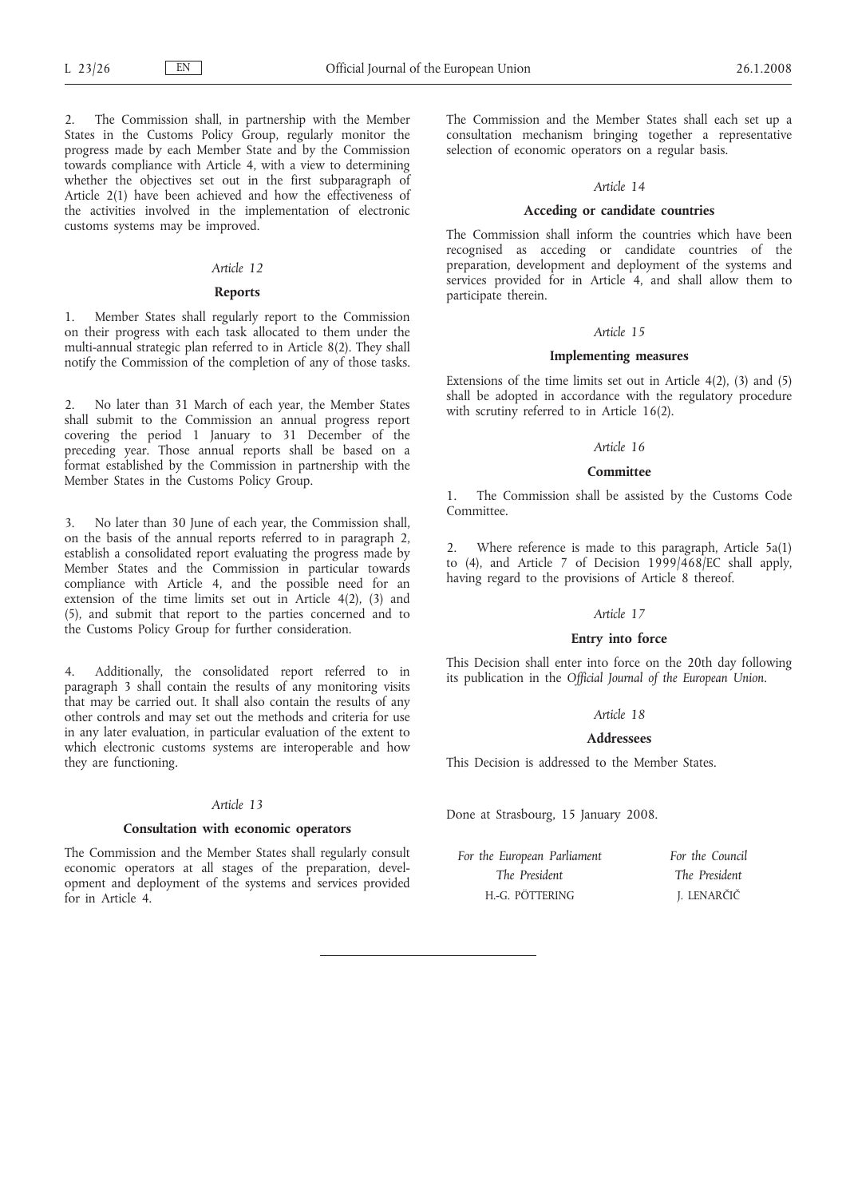2. The Commission shall, in partnership with the Member States in the Customs Policy Group, regularly monitor the progress made by each Member State and by the Commission towards compliance with Article 4, with a view to determining whether the objectives set out in the first subparagraph of Article 2(1) have been achieved and how the effectiveness of the activities involved in the implementation of electronic customs systems may be improved.

*Article 12*

**Reports**

1. Member States shall regularly report to the Commission on their progress with each task allocated to them under the multi-annual strategic plan referred to in Article 8(2). They shall notify the Commission of the completion of any of those tasks.

2. No later than 31 March of each year, the Member States shall submit to the Commission an annual progress report covering the period 1 January to 31 December of the preceding year. Those annual reports shall be based on a format established by the Commission in partnership with the Member States in the Customs Policy Group.

3. No later than 30 June of each year, the Commission shall, on the basis of the annual reports referred to in paragraph 2, establish a consolidated report evaluating the progress made by Member States and the Commission in particular towards compliance with Article 4, and the possible need for an extension of the time limits set out in Article 4(2), (3) and (5), and submit that report to the parties concerned and to the Customs Policy Group for further consideration.

4. Additionally, the consolidated report referred to in paragraph 3 shall contain the results of any monitoring visits that may be carried out. It shall also contain the results of any other controls and may set out the methods and criteria for use in any later evaluation, in particular evaluation of the extent to which electronic customs systems are interoperable and how they are functioning.

*Article 13*

**Consultation with economic operators**

The Commission and the Member States shall regularly consult economic operators at all stages of the preparation, development and deployment of the systems and services provided for in Article 4.

The Commission and the Member States shall each set up a consultation mechanism bringing together a representative selection of economic operators on a regular basis.

*Article 14*

**Acceding or candidate countries**

The Commission shall inform the countries which have been recognised as acceding or candidate countries of the preparation, development and deployment of the systems and services provided for in Article 4, and shall allow them to participate therein.

*Article 15*

**Implementing measures**

Extensions of the time limits set out in Article 4(2), (3) and (5) shall be adopted in accordance with the regulatory procedure with scrutiny referred to in Article 16(2).

*Article 16*

**Committee**

1. The Commission shall be assisted by the Customs Code Committee.

2. Where reference is made to this paragraph, Article 5a(1) to (4), and Article 7 of Decision 1999/468/EC shall apply, having regard to the provisions of Article 8 thereof.

*Article 17*

**Entry into force**

This Decision shall enter into force on the 20th day following its publication in the *Official Journal of the European Union*.

*Article 18*

**Addressees**

This Decision is addressed to the Member States.

Done at Strasbourg, 15 January 2008.

| *For the European Parliament* | *For the Council* |
|---|---|
| *The President* | *The President* |
| H.-G. PÖTTERING | J. LENARČIČ |